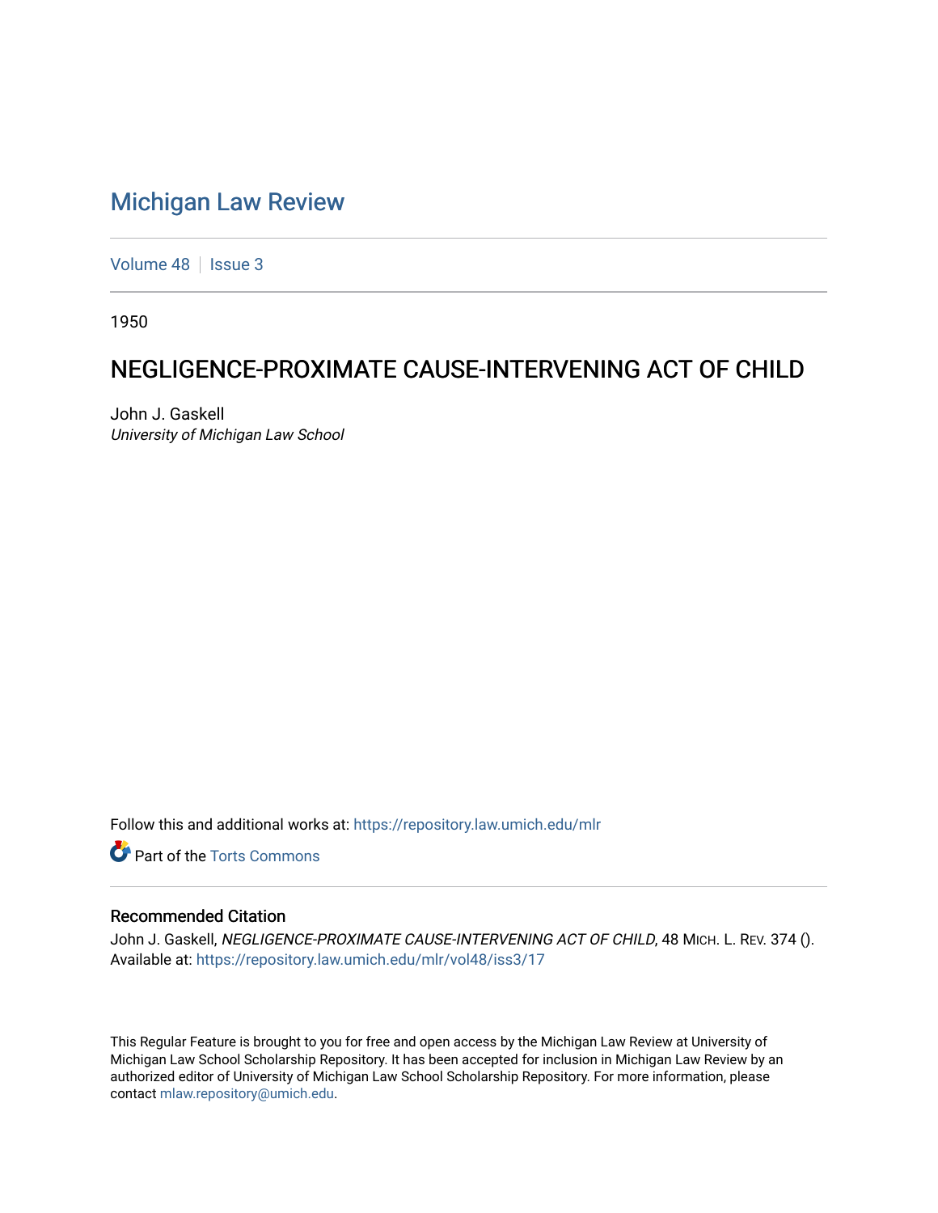# Michigan Law Review

Volume 48 | Issue 3

1950

## NEGLIGENCE-PROXIMATE CAUSE-INTERVENING ACT OF CHILD

John J. Gaskell
*University of Michigan Law School*

Follow this and additional works at: https://repository.law.umich.edu/mlr

Part of the Torts Commons

### Recommended Citation

John J. Gaskell, *NEGLIGENCE-PROXIMATE CAUSE-INTERVENING ACT OF CHILD*, 48 MICH. L. REV. 374 ().
Available at: https://repository.law.umich.edu/mlr/vol48/iss3/17

This Regular Feature is brought to you for free and open access by the Michigan Law Review at University of Michigan Law School Scholarship Repository. It has been accepted for inclusion in Michigan Law Review by an authorized editor of University of Michigan Law School Scholarship Repository. For more information, please contact mlaw.repository@umich.edu.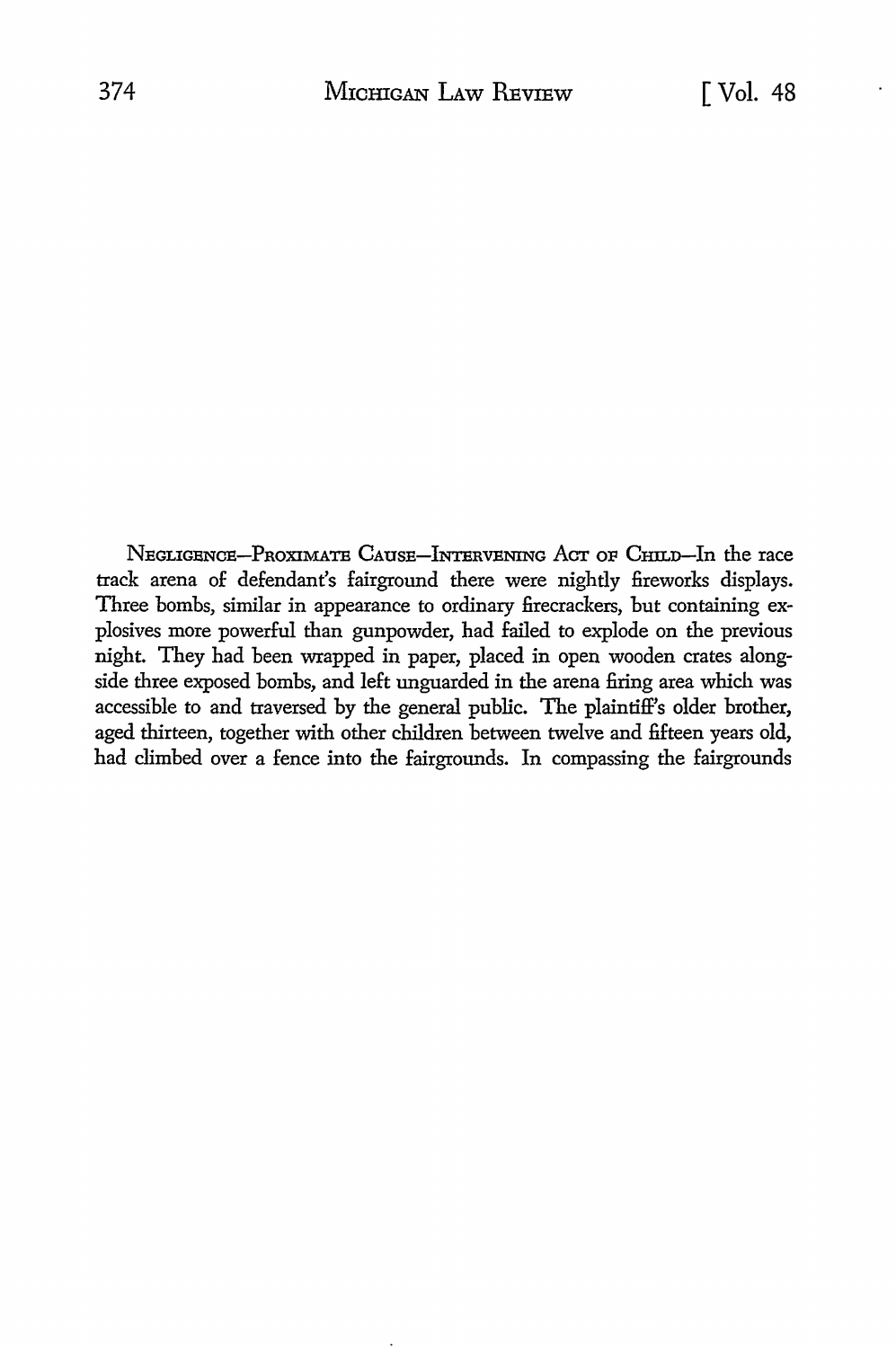NEGLIGENCE—PROXIMATE CAUSE—INTERVENING ACT OF CHILD—In the race track arena of defendant's fairground there were nightly fireworks displays. Three bombs, similar in appearance to ordinary firecrackers, but containing explosives more powerful than gunpowder, had failed to explode on the previous night. They had been wrapped in paper, placed in open wooden crates alongside three exposed bombs, and left unguarded in the arena firing area which was accessible to and traversed by the general public. The plaintiff's older brother, aged thirteen, together with other children between twelve and fifteen years old, had climbed over a fence into the fairgrounds. In compassing the fairgrounds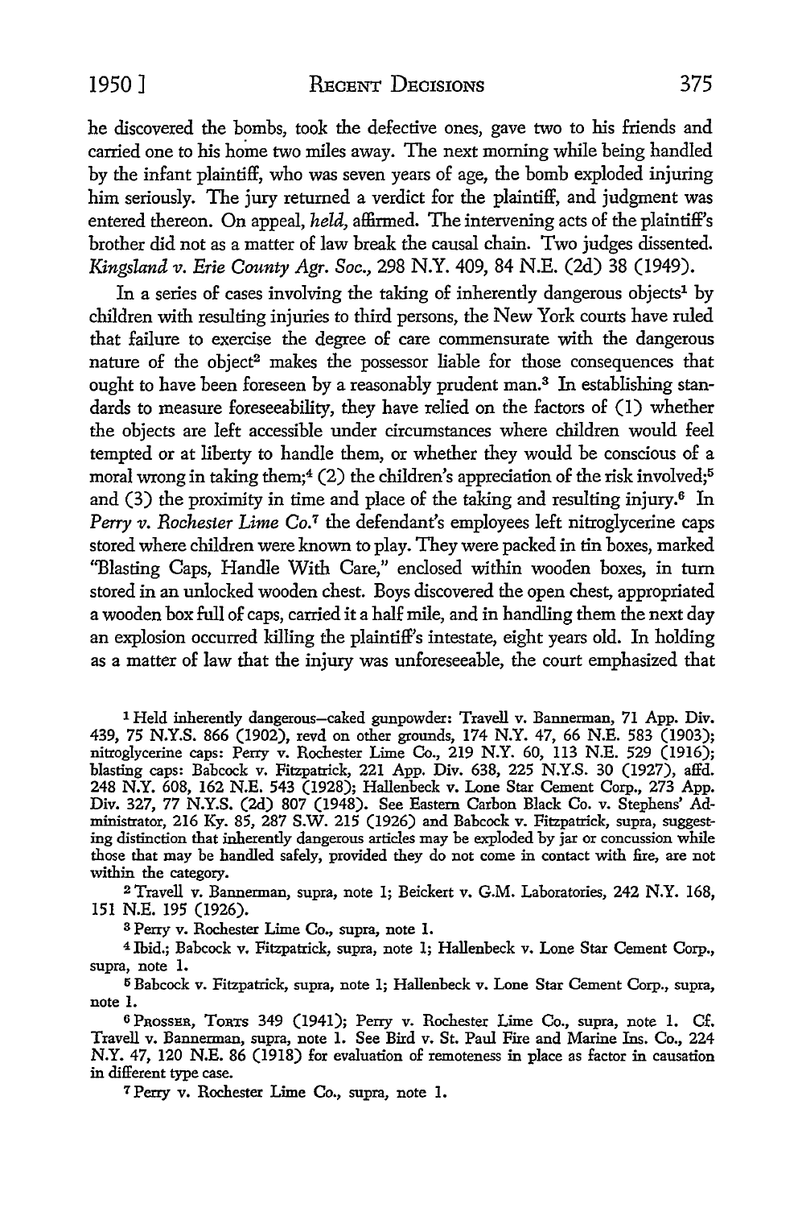he discovered the bombs, took the defective ones, gave two to his friends and carried one to his home two miles away. The next morning while being handled by the infant plaintiff, who was seven years of age, the bomb exploded injuring him seriously. The jury returned a verdict for the plaintiff, and judgment was entered thereon. On appeal, *held,* affirmed. The intervening acts of the plaintiff's brother did not as a matter of law break the causal chain. Two judges dissented. *Kingsland v. Erie County Agr. Soc.,* 298 N.Y. 409, 84 N.E. (2d) 38 (1949).

In a series of cases involving the taking of inherently dangerous objects[1] by children with resulting injuries to third persons, the New York courts have ruled that failure to exercise the degree of care commensurate with the dangerous nature of the object[2] makes the possessor liable for those consequences that ought to have been foreseen by a reasonably prudent man.[3] In establishing standards to measure foreseeability, they have relied on the factors of (1) whether the objects are left accessible under circumstances where children would feel tempted or at liberty to handle them, or whether they would be conscious of a moral wrong in taking them;[4] (2) the children's appreciation of the risk involved;[5] and (3) the proximity in time and place of the taking and resulting injury.[6] In *Perry v. Rochester Lime Co.*[7] the defendant's employees left nitroglycerine caps stored where children were known to play. They were packed in tin boxes, marked "Blasting Caps, Handle With Care," enclosed within wooden boxes, in turn stored in an unlocked wooden chest. Boys discovered the open chest, appropriated a wooden box full of caps, carried it a half mile, and in handling them the next day an explosion occurred killing the plaintiff's intestate, eight years old. In holding as a matter of law that the injury was unforeseeable, the court emphasized that

---

[1] Held inherently dangerous—caked gunpowder: Travell v. Bannerman, 71 App. Div. 439, 75 N.Y.S. 866 (1902), revd on other grounds, 174 N.Y. 47, 66 N.E. 583 (1903); nitroglycerine caps: Perry v. Rochester Lime Co., 219 N.Y. 60, 113 N.E. 529 (1916); blasting caps: Babcock v. Fitzpatrick, 221 App. Div. 638, 225 N.Y.S. 30 (1927), affd. 248 N.Y. 608, 162 N.E. 543 (1928); Hallenbeck v. Lone Star Cement Corp., 273 App. Div. 327, 77 N.Y.S. (2d) 807 (1948). See Eastern Carbon Black Co. v. Stephens' Administrator, 216 Ky. 85, 287 S.W. 215 (1926) and Babcock v. Fitzpatrick, supra, suggesting distinction that inherently dangerous articles may be exploded by jar or concussion while those that may be handled safely, provided they do not come in contact with fire, are not within the category.

[2] Travell v. Bannerman, supra, note 1; Beickert v. G.M. Laboratories, 242 N.Y. 168, 151 N.E. 195 (1926).

[3] Perry v. Rochester Lime Co., supra, note 1.

[4] Ibid.; Babcock v. Fitzpatrick, supra, note 1; Hallenbeck v. Lone Star Cement Corp., supra, note 1.

[5] Babcock v. Fitzpatrick, supra, note 1; Hallenbeck v. Lone Star Cement Corp., supra, note 1.

[6] PROSSER, TORTS 349 (1941); Perry v. Rochester Lime Co., supra, note 1. Cf. Travell v. Bannerman, supra, note 1. See Bird v. St. Paul Fire and Marine Ins. Co., 224 N.Y. 47, 120 N.E. 86 (1918) for evaluation of remoteness in place as factor in causation in different type case.

[7] Perry v. Rochester Lime Co., supra, note 1.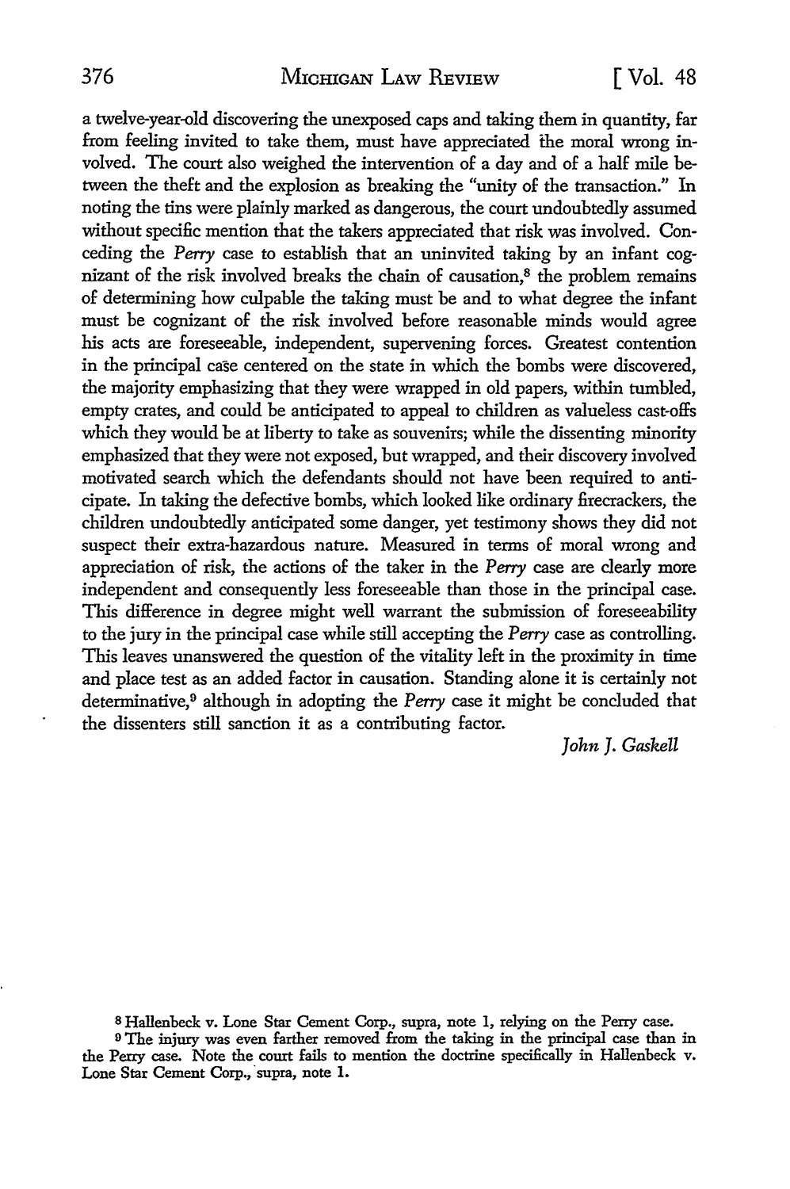a twelve-year-old discovering the unexposed caps and taking them in quantity, far from feeling invited to take them, must have appreciated the moral wrong involved. The court also weighed the intervention of a day and of a half mile between the theft and the explosion as breaking the "unity of the transaction." In noting the tins were plainly marked as dangerous, the court undoubtedly assumed without specific mention that the takers appreciated that risk was involved. Conceding the *Perry* case to establish that an uninvited taking by an infant cognizant of the risk involved breaks the chain of causation,[8] the problem remains of determining how culpable the taking must be and to what degree the infant must be cognizant of the risk involved before reasonable minds would agree his acts are foreseeable, independent, supervening forces. Greatest contention in the principal case centered on the state in which the bombs were discovered, the majority emphasizing that they were wrapped in old papers, within tumbled, empty crates, and could be anticipated to appeal to children as valueless cast-offs which they would be at liberty to take as souvenirs; while the dissenting minority emphasized that they were not exposed, but wrapped, and their discovery involved motivated search which the defendants should not have been required to anticipate. In taking the defective bombs, which looked like ordinary firecrackers, the children undoubtedly anticipated some danger, yet testimony shows they did not suspect their extra-hazardous nature. Measured in terms of moral wrong and appreciation of risk, the actions of the taker in the *Perry* case are clearly more independent and consequently less foreseeable than those in the principal case. This difference in degree might well warrant the submission of foreseeability to the jury in the principal case while still accepting the *Perry* case as controlling. This leaves unanswered the question of the vitality left in the proximity in time and place test as an added factor in causation. Standing alone it is certainly not determinative,[9] although in adopting the *Perry* case it might be concluded that the dissenters still sanction it as a contributing factor.

*John J. Gaskell*

---

[8] Hallenbeck v. Lone Star Cement Corp., supra, note 1, relying on the Perry case.

[9] The injury was even farther removed from the taking in the principal case than in the Perry case. Note the court fails to mention the doctrine specifically in Hallenbeck v. Lone Star Cement Corp., supra, note 1.